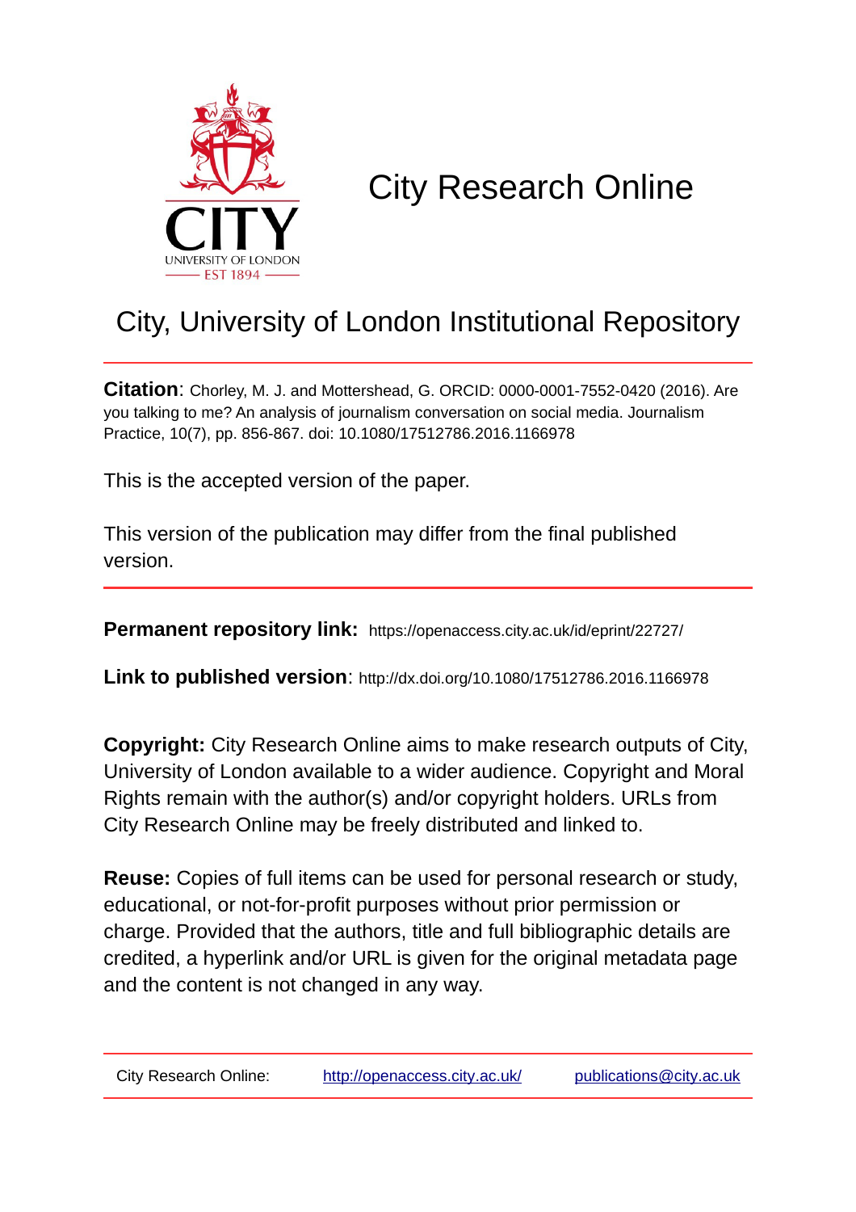CITY
UNIVERSITY OF LONDON
EST 1894

# City Research Online

## City, University of London Institutional Repository

**Citation**: Chorley, M. J. and Mottershead, G. ORCID: 0000-0001-7552-0420 (2016). Are you talking to me? An analysis of journalism conversation on social media. Journalism Practice, 10(7), pp. 856-867. doi: 10.1080/17512786.2016.1166978

This is the accepted version of the paper.

This version of the publication may differ from the final published version.

**Permanent repository link:** https://openaccess.city.ac.uk/id/eprint/22727/

**Link to published version**: http://dx.doi.org/10.1080/17512786.2016.1166978

**Copyright:** City Research Online aims to make research outputs of City, University of London available to a wider audience. Copyright and Moral Rights remain with the author(s) and/or copyright holders. URLs from City Research Online may be freely distributed and linked to.

**Reuse:** Copies of full items can be used for personal research or study, educational, or not-for-profit purposes without prior permission or charge. Provided that the authors, title and full bibliographic details are credited, a hyperlink and/or URL is given for the original metadata page and the content is not changed in any way.

City Research Online: http://openaccess.city.ac.uk/ publications@city.ac.uk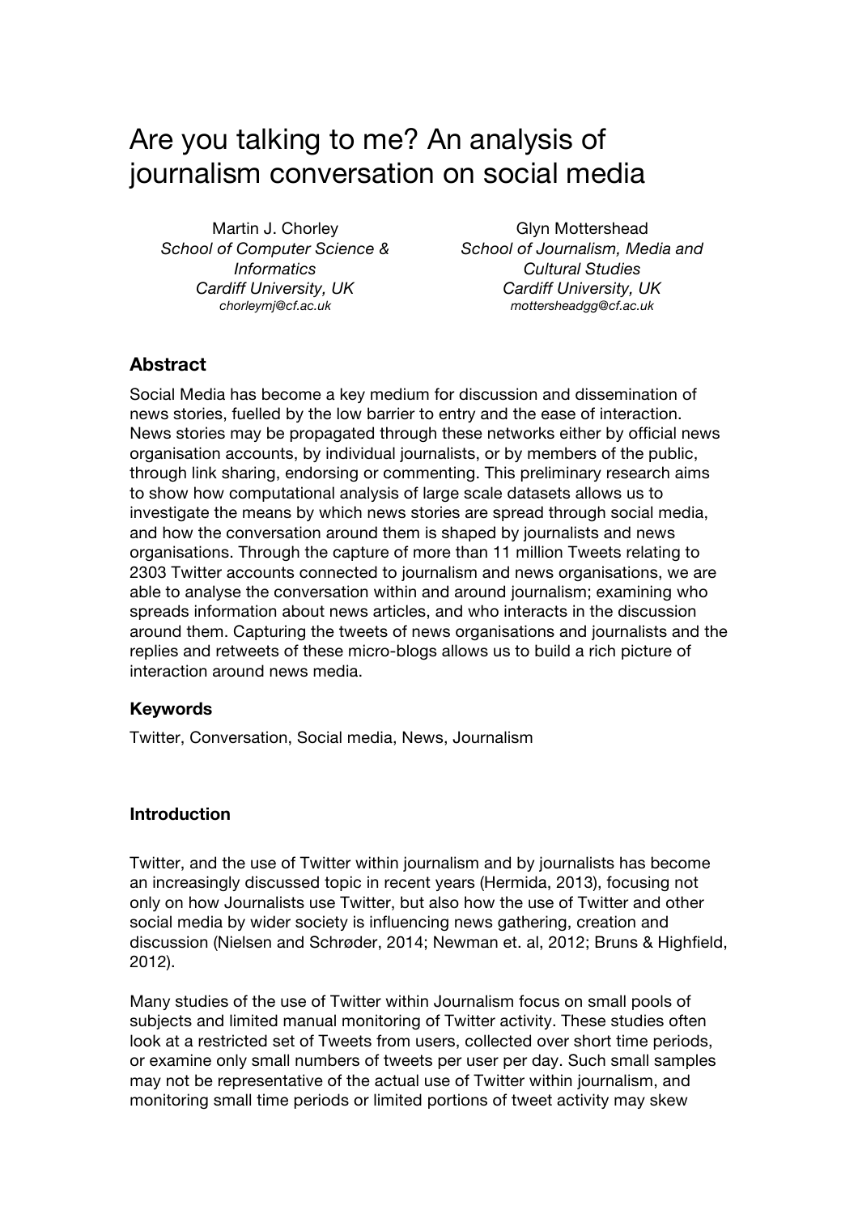# Are you talking to me? An analysis of journalism conversation on social media

Martin J. Chorley
*School of Computer Science & Informatics*
*Cardiff University, UK*
*chorleymj@cf.ac.uk*

Glyn Mottershead
*School of Journalism, Media and Cultural Studies*
*Cardiff University, UK*
*mottersheadgg@cf.ac.uk*

### Abstract

Social Media has become a key medium for discussion and dissemination of news stories, fuelled by the low barrier to entry and the ease of interaction. News stories may be propagated through these networks either by official news organisation accounts, by individual journalists, or by members of the public, through link sharing, endorsing or commenting. This preliminary research aims to show how computational analysis of large scale datasets allows us to investigate the means by which news stories are spread through social media, and how the conversation around them is shaped by journalists and news organisations. Through the capture of more than 11 million Tweets relating to 2303 Twitter accounts connected to journalism and news organisations, we are able to analyse the conversation within and around journalism; examining who spreads information about news articles, and who interacts in the discussion around them. Capturing the tweets of news organisations and journalists and the replies and retweets of these micro-blogs allows us to build a rich picture of interaction around news media.

### Keywords

Twitter, Conversation, Social media, News, Journalism

### Introduction

Twitter, and the use of Twitter within journalism and by journalists has become an increasingly discussed topic in recent years (Hermida, 2013), focusing not only on how Journalists use Twitter, but also how the use of Twitter and other social media by wider society is influencing news gathering, creation and discussion (Nielsen and Schrøder, 2014; Newman et. al, 2012; Bruns & Highfield, 2012).

Many studies of the use of Twitter within Journalism focus on small pools of subjects and limited manual monitoring of Twitter activity. These studies often look at a restricted set of Tweets from users, collected over short time periods, or examine only small numbers of tweets per user per day. Such small samples may not be representative of the actual use of Twitter within journalism, and monitoring small time periods or limited portions of tweet activity may skew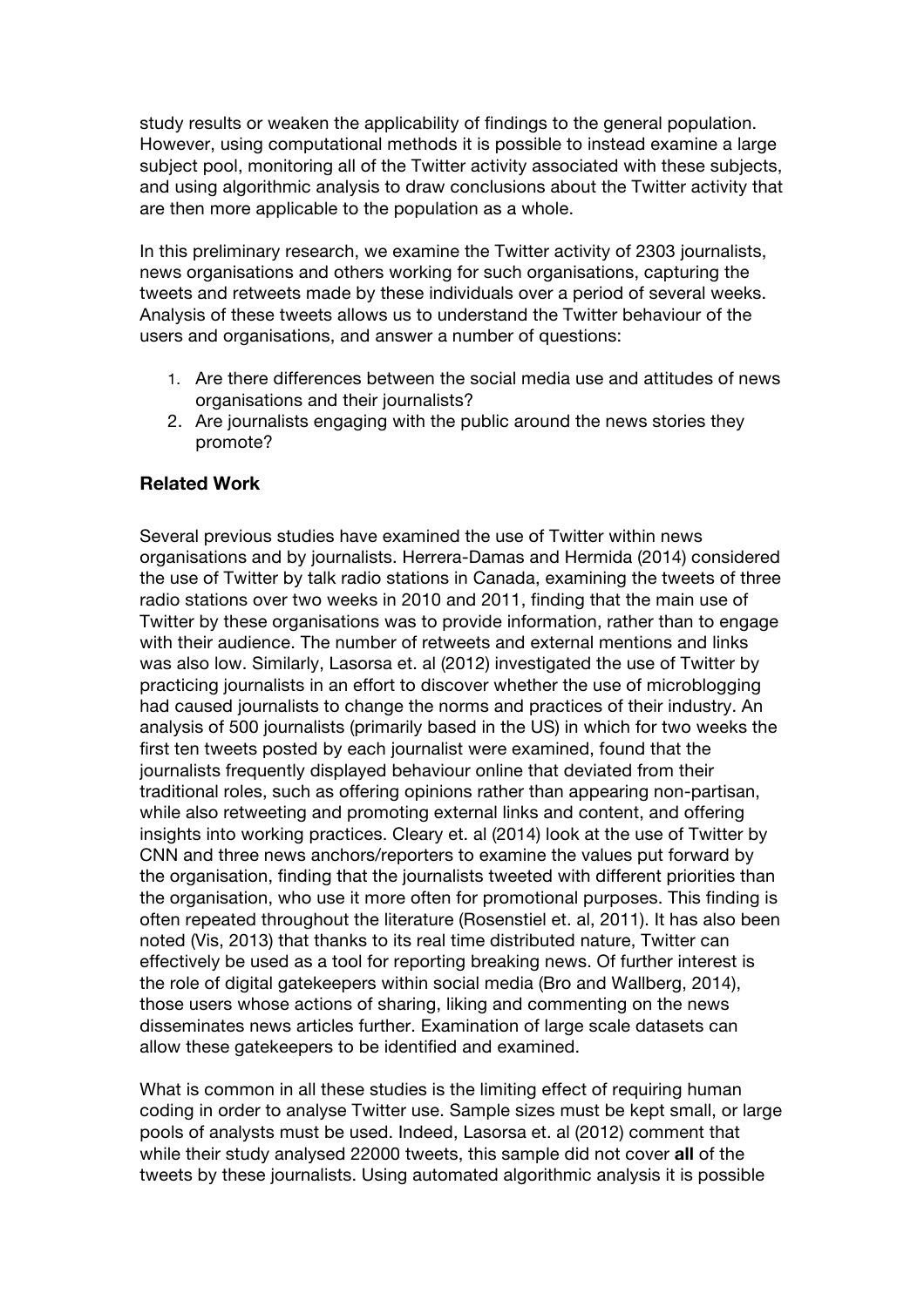study results or weaken the applicability of findings to the general population. However, using computational methods it is possible to instead examine a large subject pool, monitoring all of the Twitter activity associated with these subjects, and using algorithmic analysis to draw conclusions about the Twitter activity that are then more applicable to the population as a whole.

In this preliminary research, we examine the Twitter activity of 2303 journalists, news organisations and others working for such organisations, capturing the tweets and retweets made by these individuals over a period of several weeks. Analysis of these tweets allows us to understand the Twitter behaviour of the users and organisations, and answer a number of questions:

1. Are there differences between the social media use and attitudes of news organisations and their journalists?
2. Are journalists engaging with the public around the news stories they promote?

## Related Work

Several previous studies have examined the use of Twitter within news organisations and by journalists. Herrera-Damas and Hermida (2014) considered the use of Twitter by talk radio stations in Canada, examining the tweets of three radio stations over two weeks in 2010 and 2011, finding that the main use of Twitter by these organisations was to provide information, rather than to engage with their audience. The number of retweets and external mentions and links was also low. Similarly, Lasorsa et. al (2012) investigated the use of Twitter by practicing journalists in an effort to discover whether the use of microblogging had caused journalists to change the norms and practices of their industry. An analysis of 500 journalists (primarily based in the US) in which for two weeks the first ten tweets posted by each journalist were examined, found that the journalists frequently displayed behaviour online that deviated from their traditional roles, such as offering opinions rather than appearing non-partisan, while also retweeting and promoting external links and content, and offering insights into working practices. Cleary et. al (2014) look at the use of Twitter by CNN and three news anchors/reporters to examine the values put forward by the organisation, finding that the journalists tweeted with different priorities than the organisation, who use it more often for promotional purposes. This finding is often repeated throughout the literature (Rosenstiel et. al, 2011). It has also been noted (Vis, 2013) that thanks to its real time distributed nature, Twitter can effectively be used as a tool for reporting breaking news. Of further interest is the role of digital gatekeepers within social media (Bro and Wallberg, 2014), those users whose actions of sharing, liking and commenting on the news disseminates news articles further. Examination of large scale datasets can allow these gatekeepers to be identified and examined.

What is common in all these studies is the limiting effect of requiring human coding in order to analyse Twitter use. Sample sizes must be kept small, or large pools of analysts must be used. Indeed, Lasorsa et. al (2012) comment that while their study analysed 22000 tweets, this sample did not cover **all** of the tweets by these journalists. Using automated algorithmic analysis it is possible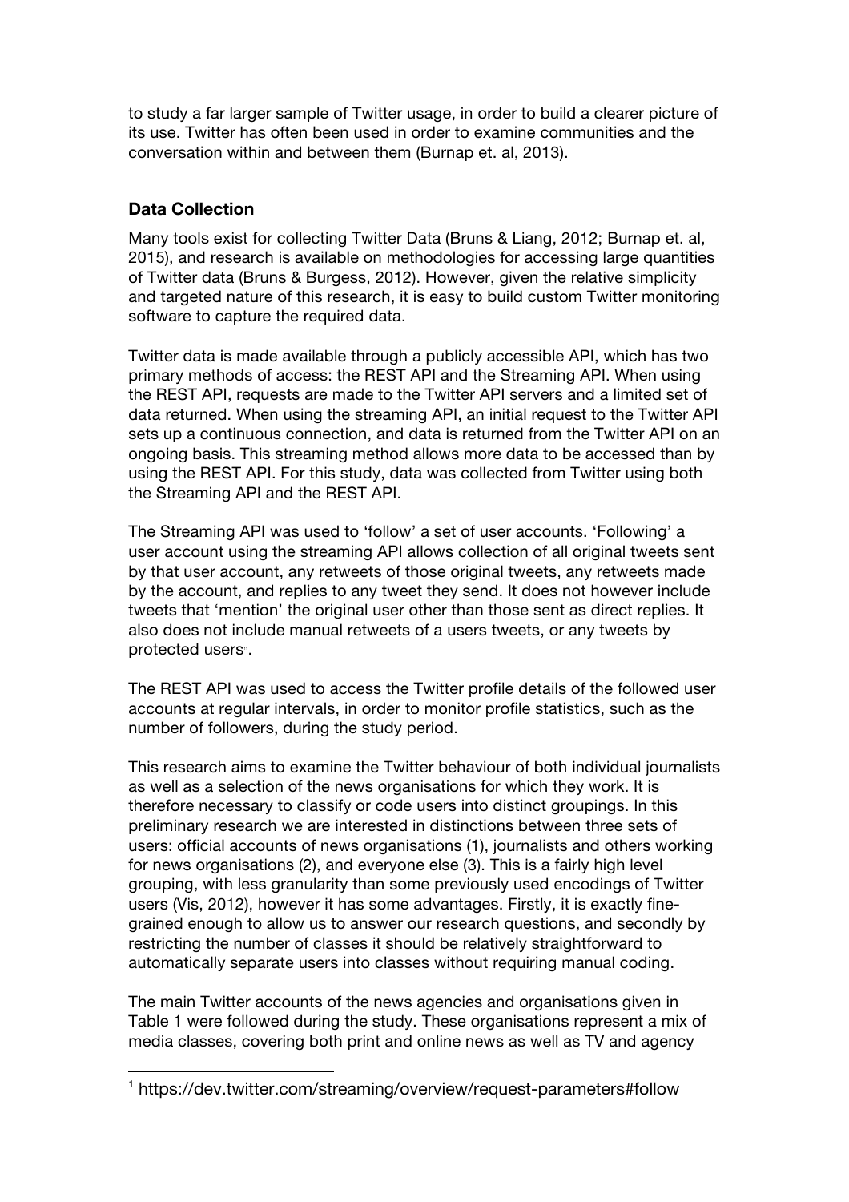to study a far larger sample of Twitter usage, in order to build a clearer picture of its use. Twitter has often been used in order to examine communities and the conversation within and between them (Burnap et. al, 2013).

### Data Collection

Many tools exist for collecting Twitter Data (Bruns & Liang, 2012; Burnap et. al, 2015), and research is available on methodologies for accessing large quantities of Twitter data (Bruns & Burgess, 2012). However, given the relative simplicity and targeted nature of this research, it is easy to build custom Twitter monitoring software to capture the required data.

Twitter data is made available through a publicly accessible API, which has two primary methods of access: the REST API and the Streaming API. When using the REST API, requests are made to the Twitter API servers and a limited set of data returned. When using the streaming API, an initial request to the Twitter API sets up a continuous connection, and data is returned from the Twitter API on an ongoing basis. This streaming method allows more data to be accessed than by using the REST API. For this study, data was collected from Twitter using both the Streaming API and the REST API.

The Streaming API was used to 'follow' a set of user accounts. 'Following' a user account using the streaming API allows collection of all original tweets sent by that user account, any retweets of those original tweets, any retweets made by the account, and replies to any tweet they send. It does not however include tweets that 'mention' the original user other than those sent as direct replies. It also does not include manual retweets of a users tweets, or any tweets by protected users[1].

The REST API was used to access the Twitter profile details of the followed user accounts at regular intervals, in order to monitor profile statistics, such as the number of followers, during the study period.

This research aims to examine the Twitter behaviour of both individual journalists as well as a selection of the news organisations for which they work. It is therefore necessary to classify or code users into distinct groupings. In this preliminary research we are interested in distinctions between three sets of users: official accounts of news organisations (1), journalists and others working for news organisations (2), and everyone else (3). This is a fairly high level grouping, with less granularity than some previously used encodings of Twitter users (Vis, 2012), however it has some advantages. Firstly, it is exactly fine-grained enough to allow us to answer our research questions, and secondly by restricting the number of classes it should be relatively straightforward to automatically separate users into classes without requiring manual coding.

The main Twitter accounts of the news agencies and organisations given in Table 1 were followed during the study. These organisations represent a mix of media classes, covering both print and online news as well as TV and agency

[1] https://dev.twitter.com/streaming/overview/request-parameters#follow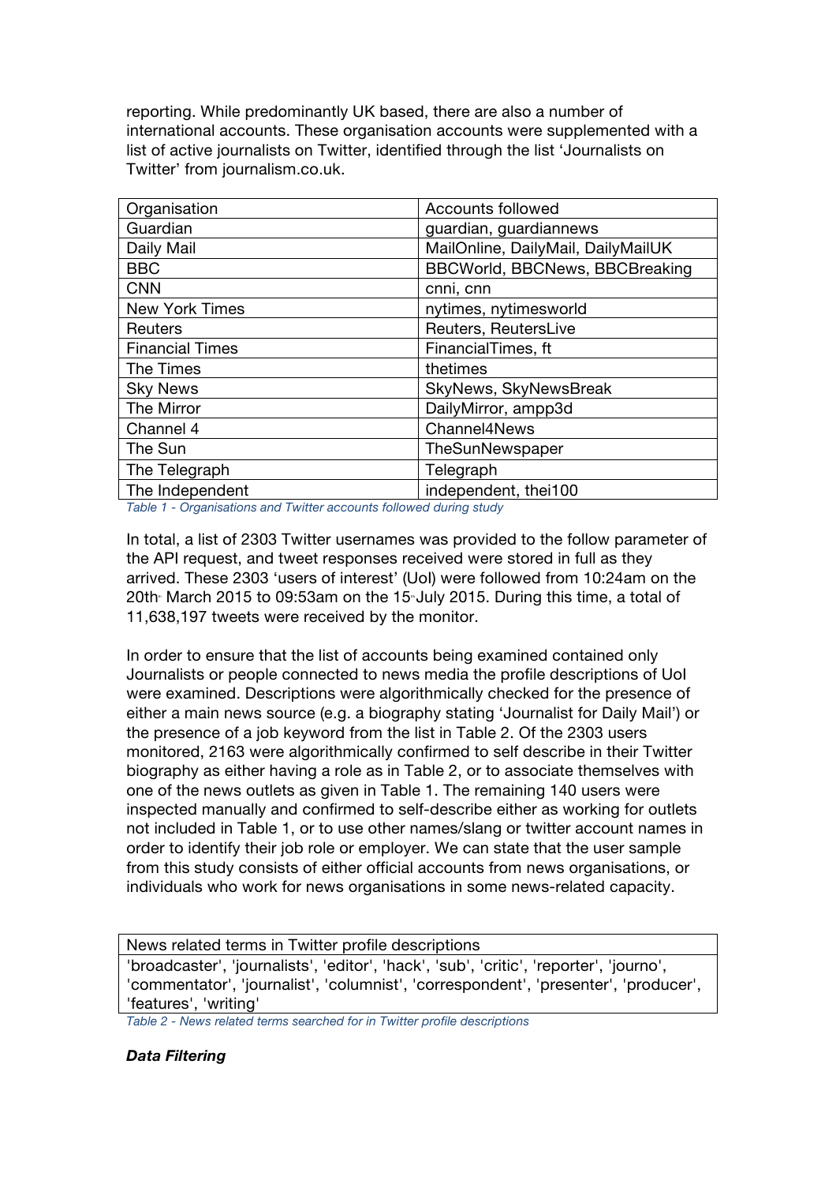reporting. While predominantly UK based, there are also a number of international accounts. These organisation accounts were supplemented with a list of active journalists on Twitter, identified through the list 'Journalists on Twitter' from journalism.co.uk.

| Organisation | Accounts followed |
|---|---|
| Guardian | guardian, guardiannews |
| Daily Mail | MailOnline, DailyMail, DailyMailUK |
| BBC | BBCWorld, BBCNews, BBCBreaking |
| CNN | cnni, cnn |
| New York Times | nytimes, nytimesworld |
| Reuters | Reuters, ReutersLive |
| Financial Times | FinancialTimes, ft |
| The Times | thetimes |
| Sky News | SkyNews, SkyNewsBreak |
| The Mirror | DailyMirror, ampp3d |
| Channel 4 | Channel4News |
| The Sun | TheSunNewspaper |
| The Telegraph | Telegraph |
| The Independent | independent, thei100 |

*Table 1 - Organisations and Twitter accounts followed during study*

In total, a list of 2303 Twitter usernames was provided to the follow parameter of the API request, and tweet responses received were stored in full as they arrived. These 2303 'users of interest' (UoI) were followed from 10:24am on the 20th March 2015 to 09:53am on the 15th July 2015. During this time, a total of 11,638,197 tweets were received by the monitor.

In order to ensure that the list of accounts being examined contained only Journalists or people connected to news media the profile descriptions of UoI were examined. Descriptions were algorithmically checked for the presence of either a main news source (e.g. a biography stating 'Journalist for Daily Mail') or the presence of a job keyword from the list in Table 2. Of the 2303 users monitored, 2163 were algorithmically confirmed to self describe in their Twitter biography as either having a role as in Table 2, or to associate themselves with one of the news outlets as given in Table 1. The remaining 140 users were inspected manually and confirmed to self-describe either as working for outlets not included in Table 1, or to use other names/slang or twitter account names in order to identify their job role or employer. We can state that the user sample from this study consists of either official accounts from news organisations, or individuals who work for news organisations in some news-related capacity.

| News related terms in Twitter profile descriptions |
|---|
| 'broadcaster', 'journalists', 'editor', 'hack', 'sub', 'critic', 'reporter', 'journo', 'commentator', 'journalist', 'columnist', 'correspondent', 'presenter', 'producer', 'features', 'writing' |

*Table 2 - News related terms searched for in Twitter profile descriptions*

***Data Filtering***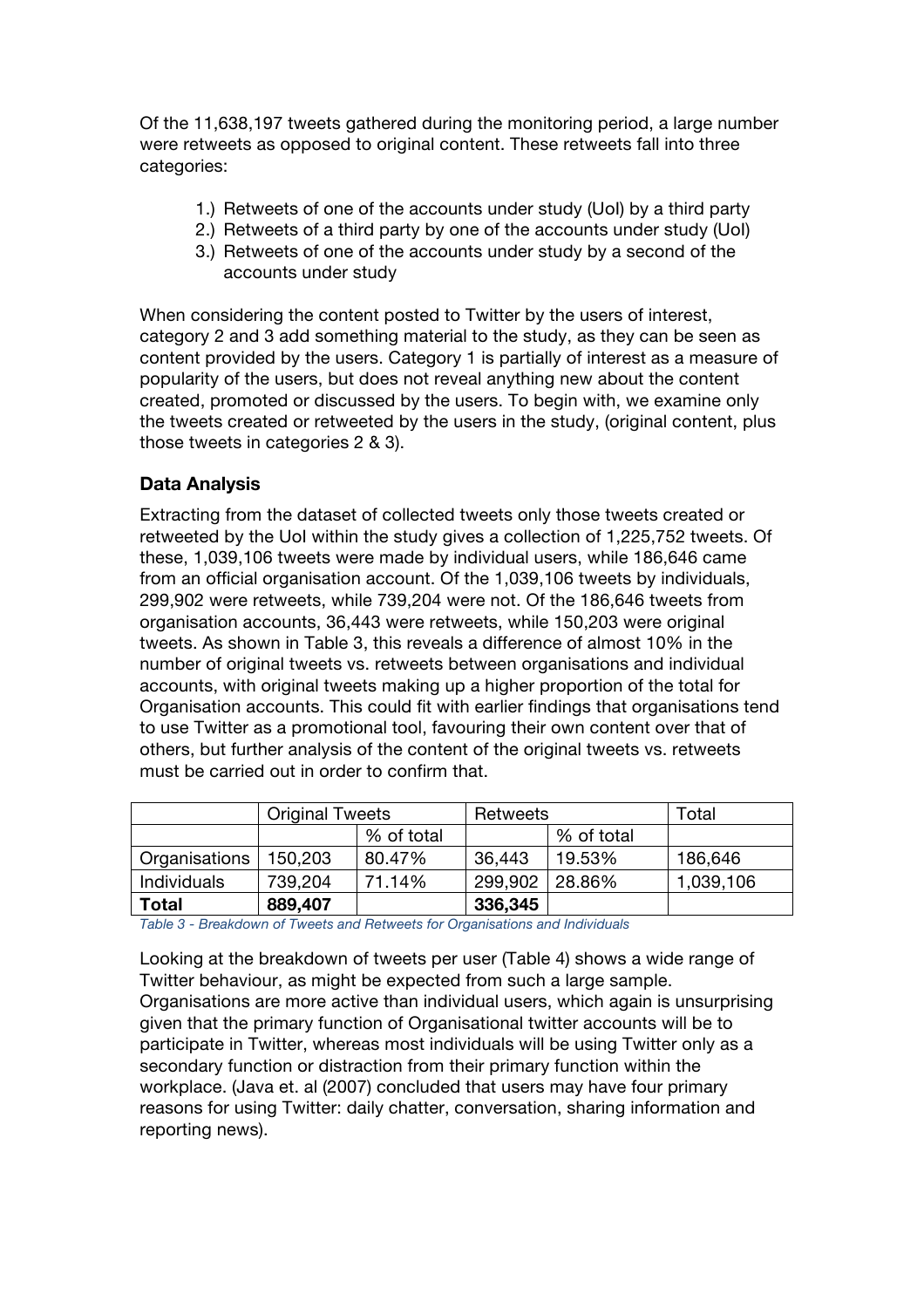Of the 11,638,197 tweets gathered during the monitoring period, a large number were retweets as opposed to original content. These retweets fall into three categories:

1.) Retweets of one of the accounts under study (UoI) by a third party
2.) Retweets of a third party by one of the accounts under study (UoI)
3.) Retweets of one of the accounts under study by a second of the accounts under study

When considering the content posted to Twitter by the users of interest, category 2 and 3 add something material to the study, as they can be seen as content provided by the users. Category 1 is partially of interest as a measure of popularity of the users, but does not reveal anything new about the content created, promoted or discussed by the users. To begin with, we examine only the tweets created or retweeted by the users in the study, (original content, plus those tweets in categories 2 & 3).

### Data Analysis

Extracting from the dataset of collected tweets only those tweets created or retweeted by the UoI within the study gives a collection of 1,225,752 tweets. Of these, 1,039,106 tweets were made by individual users, while 186,646 came from an official organisation account. Of the 1,039,106 tweets by individuals, 299,902 were retweets, while 739,204 were not. Of the 186,646 tweets from organisation accounts, 36,443 were retweets, while 150,203 were original tweets. As shown in Table 3, this reveals a difference of almost 10% in the number of original tweets vs. retweets between organisations and individual accounts, with original tweets making up a higher proportion of the total for Organisation accounts. This could fit with earlier findings that organisations tend to use Twitter as a promotional tool, favouring their own content over that of others, but further analysis of the content of the original tweets vs. retweets must be carried out in order to confirm that.

| | Original Tweets | | Retweets | | Total |
|---|---|---|---|---|---|
| | | % of total | | % of total | |
| Organisations | 150,203 | 80.47% | 36,443 | 19.53% | 186,646 |
| Individuals | 739,204 | 71.14% | 299,902 | 28.86% | 1,039,106 |
| **Total** | **889,407** | | **336,345** | | |

*Table 3 - Breakdown of Tweets and Retweets for Organisations and Individuals*

Looking at the breakdown of tweets per user (Table 4) shows a wide range of Twitter behaviour, as might be expected from such a large sample. Organisations are more active than individual users, which again is unsurprising given that the primary function of Organisational twitter accounts will be to participate in Twitter, whereas most individuals will be using Twitter only as a secondary function or distraction from their primary function within the workplace. (Java et. al (2007) concluded that users may have four primary reasons for using Twitter: daily chatter, conversation, sharing information and reporting news).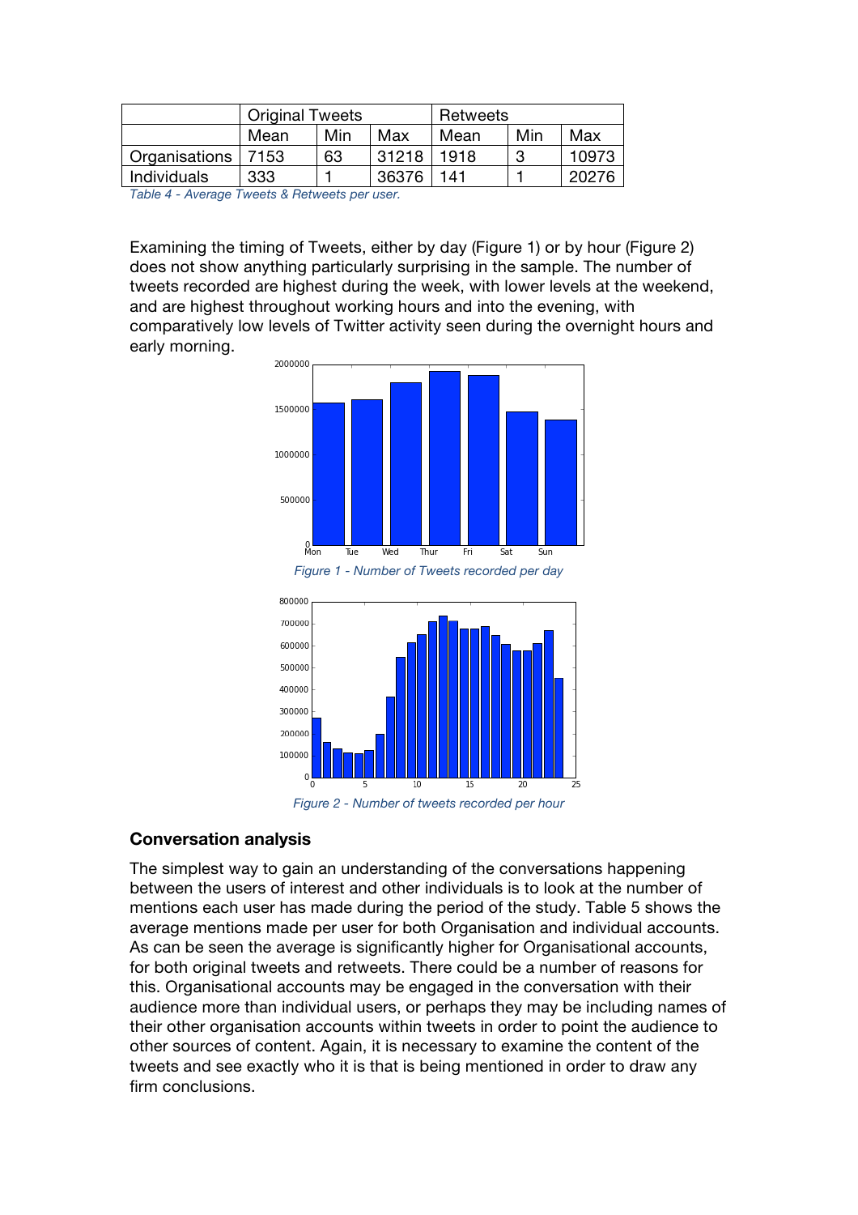| | Original Tweets | | | Retweets | | |
|---|---|---|---|---|---|---|
| | Mean | Min | Max | Mean | Min | Max |
| Organisations | 7153 | 63 | 31218 | 1918 | 3 | 10973 |
| Individuals | 333 | 1 | 36376 | 141 | 1 | 20276 |

*Table 4 - Average Tweets & Retweets per user.*

Examining the timing of Tweets, either by day (Figure 1) or by hour (Figure 2) does not show anything particularly surprising in the sample. The number of tweets recorded are highest during the week, with lower levels at the weekend, and are highest throughout working hours and into the evening, with comparatively low levels of Twitter activity seen during the overnight hours and early morning.

*Figure 1 - Number of Tweets recorded per day*

*Figure 2 - Number of tweets recorded per hour*

### Conversation analysis

The simplest way to gain an understanding of the conversations happening between the users of interest and other individuals is to look at the number of mentions each user has made during the period of the study. Table 5 shows the average mentions made per user for both Organisation and individual accounts. As can be seen the average is significantly higher for Organisational accounts, for both original tweets and retweets. There could be a number of reasons for this. Organisational accounts may be engaged in the conversation with their audience more than individual users, or perhaps they may be including names of their other organisation accounts within tweets in order to point the audience to other sources of content. Again, it is necessary to examine the content of the tweets and see exactly who it is that is being mentioned in order to draw any firm conclusions.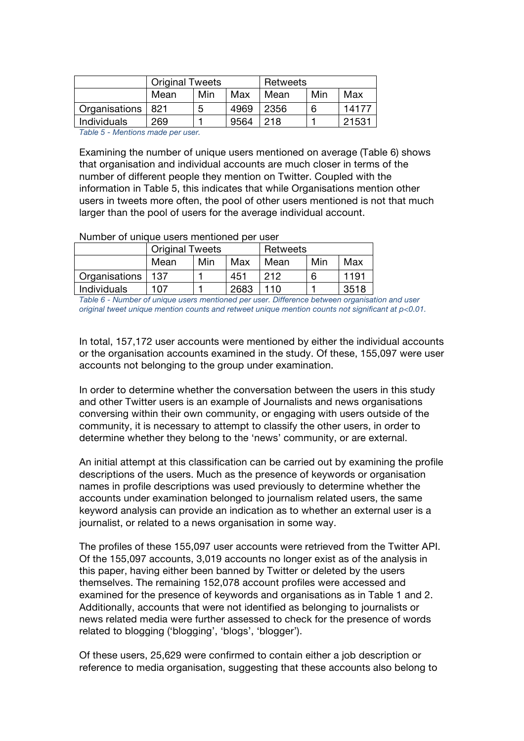| | Original Tweets | | | Retweets | | |
|---|---|---|---|---|---|---|
| | Mean | Min | Max | Mean | Min | Max |
| Organisations | 821 | 5 | 4969 | 2356 | 6 | 14177 |
| Individuals | 269 | 1 | 9564 | 218 | 1 | 21531 |

*Table 5 - Mentions made per user.*

Examining the number of unique users mentioned on average (Table 6) shows that organisation and individual accounts are much closer in terms of the number of different people they mention on Twitter. Coupled with the information in Table 5, this indicates that while Organisations mention other users in tweets more often, the pool of other users mentioned is not that much larger than the pool of users for the average individual account.

Number of unique users mentioned per user

| | Original Tweets | | | Retweets | | |
|---|---|---|---|---|---|---|
| | Mean | Min | Max | Mean | Min | Max |
| Organisations | 137 | 1 | 451 | 212 | 6 | 1191 |
| Individuals | 107 | 1 | 2683 | 110 | 1 | 3518 |

*Table 6 - Number of unique users mentioned per user. Difference between organisation and user original tweet unique mention counts and retweet unique mention counts not significant at $p<0.01$.*

In total, 157,172 user accounts were mentioned by either the individual accounts or the organisation accounts examined in the study. Of these, 155,097 were user accounts not belonging to the group under examination.

In order to determine whether the conversation between the users in this study and other Twitter users is an example of Journalists and news organisations conversing within their own community, or engaging with users outside of the community, it is necessary to attempt to classify the other users, in order to determine whether they belong to the 'news' community, or are external.

An initial attempt at this classification can be carried out by examining the profile descriptions of the users. Much as the presence of keywords or organisation names in profile descriptions was used previously to determine whether the accounts under examination belonged to journalism related users, the same keyword analysis can provide an indication as to whether an external user is a journalist, or related to a news organisation in some way.

The profiles of these 155,097 user accounts were retrieved from the Twitter API. Of the 155,097 accounts, 3,019 accounts no longer exist as of the analysis in this paper, having either been banned by Twitter or deleted by the users themselves. The remaining 152,078 account profiles were accessed and examined for the presence of keywords and organisations as in Table 1 and 2. Additionally, accounts that were not identified as belonging to journalists or news related media were further assessed to check for the presence of words related to blogging ('blogging', 'blogs', 'blogger').

Of these users, 25,629 were confirmed to contain either a job description or reference to media organisation, suggesting that these accounts also belong to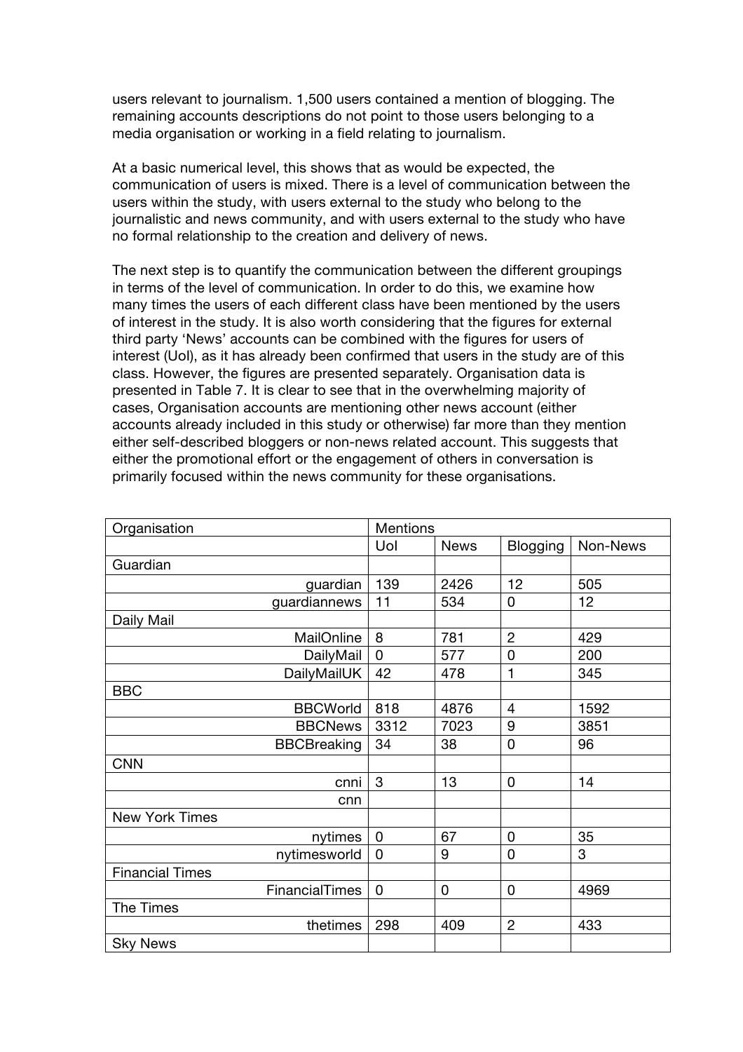users relevant to journalism. 1,500 users contained a mention of blogging. The remaining accounts descriptions do not point to those users belonging to a media organisation or working in a field relating to journalism.

At a basic numerical level, this shows that as would be expected, the communication of users is mixed. There is a level of communication between the users within the study, with users external to the study who belong to the journalistic and news community, and with users external to the study who have no formal relationship to the creation and delivery of news.

The next step is to quantify the communication between the different groupings in terms of the level of communication. In order to do this, we examine how many times the users of each different class have been mentioned by the users of interest in the study. It is also worth considering that the figures for external third party 'News' accounts can be combined with the figures for users of interest (UoI), as it has already been confirmed that users in the study are of this class. However, the figures are presented separately. Organisation data is presented in Table 7. It is clear to see that in the overwhelming majority of cases, Organisation accounts are mentioning other news account (either accounts already included in this study or otherwise) far more than they mention either self-described bloggers or non-news related account. This suggests that either the promotional effort or the engagement of others in conversation is primarily focused within the news community for these organisations.

| Organisation | Mentions | | | |
|---|---|---|---|---|
| | UoI | News | Blogging | Non-News |
| Guardian | | | | |
| guardian | 139 | 2426 | 12 | 505 |
| guardiannews | 11 | 534 | 0 | 12 |
| Daily Mail | | | | |
| MailOnline | 8 | 781 | 2 | 429 |
| DailyMail | 0 | 577 | 0 | 200 |
| DailyMailUK | 42 | 478 | 1 | 345 |
| BBC | | | | |
| BBCWorld | 818 | 4876 | 4 | 1592 |
| BBCNews | 3312 | 7023 | 9 | 3851 |
| BBCBreaking | 34 | 38 | 0 | 96 |
| CNN | | | | |
| cnni | 3 | 13 | 0 | 14 |
| cnn | | | | |
| New York Times | | | | |
| nytimes | 0 | 67 | 0 | 35 |
| nytimesworld | 0 | 9 | 0 | 3 |
| Financial Times | | | | |
| FinancialTimes | 0 | 0 | 0 | 4969 |
| The Times | | | | |
| thetimes | 298 | 409 | 2 | 433 |
| Sky News | | | | |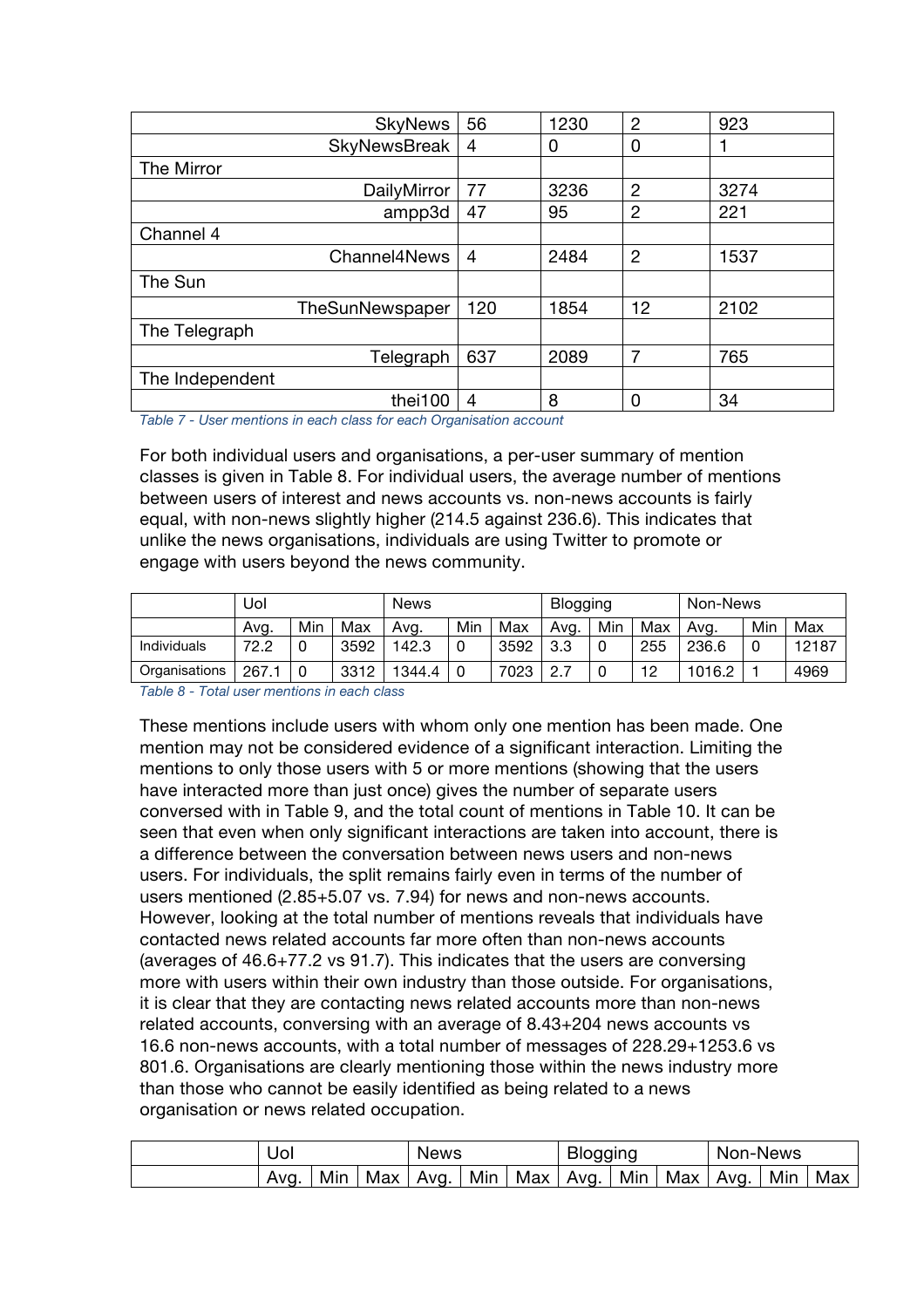| | | | | |
|---|---|---|---|---|
| SkyNews | 56 | 1230 | 2 | 923 |
| SkyNewsBreak | 4 | 0 | 0 | 1 |
| The Mirror | | | | |
| DailyMirror | 77 | 3236 | 2 | 3274 |
| ampp3d | 47 | 95 | 2 | 221 |
| Channel 4 | | | | |
| Channel4News | 4 | 2484 | 2 | 1537 |
| The Sun | | | | |
| TheSunNewspaper | 120 | 1854 | 12 | 2102 |
| The Telegraph | | | | |
| Telegraph | 637 | 2089 | 7 | 765 |
| The Independent | | | | |
| thei100 | 4 | 8 | 0 | 34 |

*Table 7 - User mentions in each class for each Organisation account*

For both individual users and organisations, a per-user summary of mention classes is given in Table 8. For individual users, the average number of mentions between users of interest and news accounts vs. non-news accounts is fairly equal, with non-news slightly higher (214.5 against 236.6). This indicates that unlike the news organisations, individuals are using Twitter to promote or engage with users beyond the news community.

| | UoI | | | News | | | Blogging | | | Non-News | | |
|---|---|---|---|---|---|---|---|---|---|---|---|---|
| | Avg. | Min | Max | Avg. | Min | Max | Avg. | Min | Max | Avg. | Min | Max |
| Individuals | 72.2 | 0 | 3592 | 142.3 | 0 | 3592 | 3.3 | 0 | 255 | 236.6 | 0 | 12187 |
| Organisations | 267.1 | 0 | 3312 | 1344.4 | 0 | 7023 | 2.7 | 0 | 12 | 1016.2 | 1 | 4969 |

*Table 8 - Total user mentions in each class*

These mentions include users with whom only one mention has been made. One mention may not be considered evidence of a significant interaction. Limiting the mentions to only those users with 5 or more mentions (showing that the users have interacted more than just once) gives the number of separate users conversed with in Table 9, and the total count of mentions in Table 10. It can be seen that even when only significant interactions are taken into account, there is a difference between the conversation between news users and non-news users. For individuals, the split remains fairly even in terms of the number of users mentioned (2.85+5.07 vs. 7.94) for news and non-news accounts. However, looking at the total number of mentions reveals that individuals have contacted news related accounts far more often than non-news accounts (averages of 46.6+77.2 vs 91.7). This indicates that the users are conversing more with users within their own industry than those outside. For organisations, it is clear that they are contacting news related accounts more than non-news related accounts, conversing with an average of 8.43+204 news accounts vs 16.6 non-news accounts, with a total number of messages of 228.29+1253.6 vs 801.6. Organisations are clearly mentioning those within the news industry more than those who cannot be easily identified as being related to a news organisation or news related occupation.

| | UoI | | | News | | | Blogging | | | Non-News | | |
|---|---|---|---|---|---|---|---|---|---|---|---|---|
| | Avg. | Min | Max | Avg. | Min | Max | Avg. | Min | Max | Avg. | Min | Max |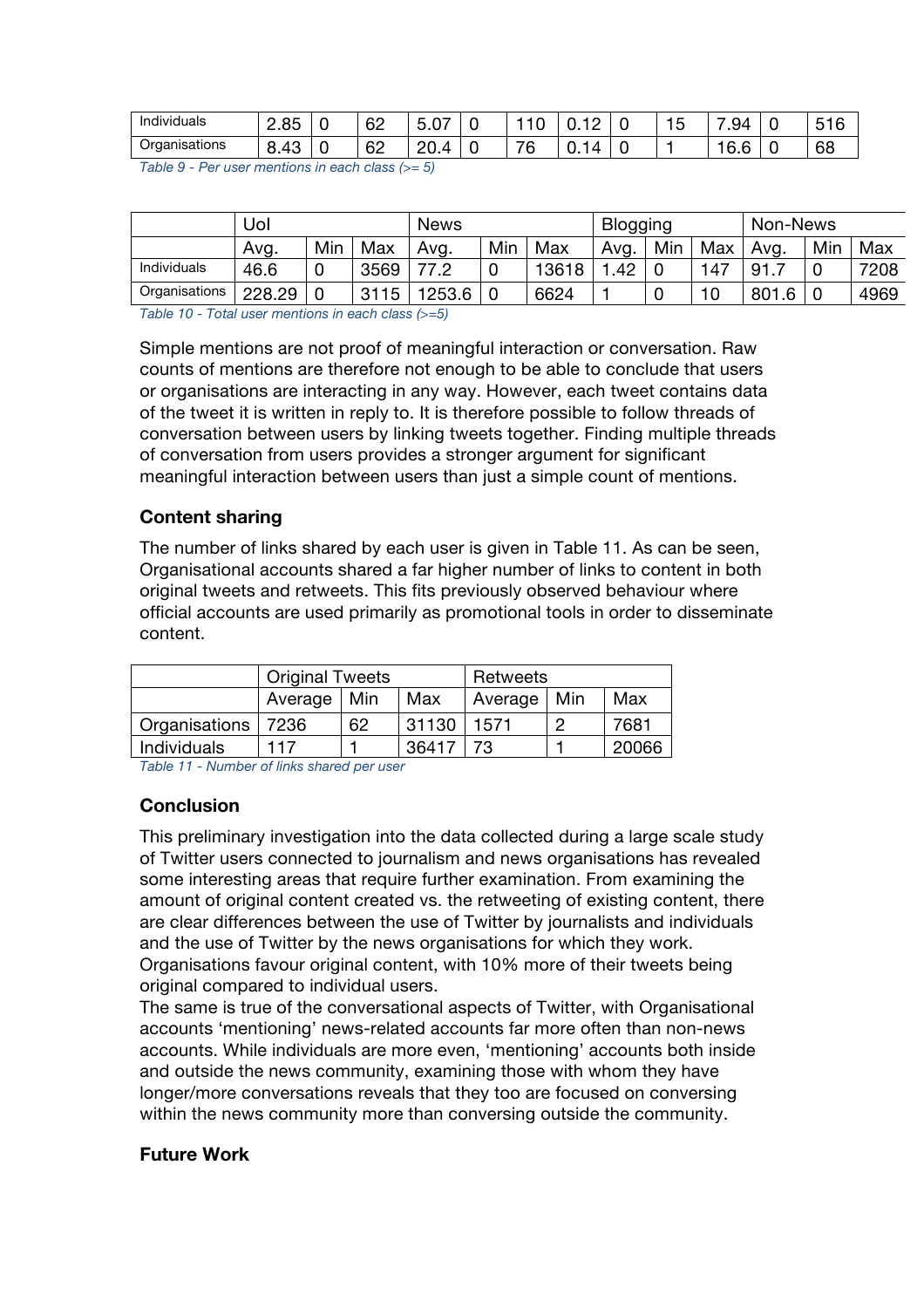| | | | | | | | | | | | | |
|---|---|---|---|---|---|---|---|---|---|---|---|---|
| Individuals | 2.85 | 0 | 62 | 5.07 | 0 | 110 | 0.12 | 0 | 15 | 7.94 | 0 | 516 |
| Organisations | 8.43 | 0 | 62 | 20.4 | 0 | 76 | 0.14 | 0 | 1 | 16.6 | 0 | 68 |

*Table 9 - Per user mentions in each class (>= 5)*

| | UoI | | | News | | | Blogging | | | Non-News | | |
|---|---|---|---|---|---|---|---|---|---|---|---|---|
| | Avg. | Min | Max | Avg. | Min | Max | Avg. | Min | Max | Avg. | Min | Max |
| Individuals | 46.6 | 0 | 3569 | 77.2 | 0 | 13618 | 1.42 | 0 | 147 | 91.7 | 0 | 7208 |
| Organisations | 228.29 | 0 | 3115 | 1253.6 | 0 | 6624 | 1 | 0 | 10 | 801.6 | 0 | 4969 |

*Table 10 - Total user mentions in each class (>=5)*

Simple mentions are not proof of meaningful interaction or conversation. Raw counts of mentions are therefore not enough to be able to conclude that users or organisations are interacting in any way. However, each tweet contains data of the tweet it is written in reply to. It is therefore possible to follow threads of conversation between users by linking tweets together. Finding multiple threads of conversation from users provides a stronger argument for significant meaningful interaction between users than just a simple count of mentions.

### Content sharing

The number of links shared by each user is given in Table 11. As can be seen, Organisational accounts shared a far higher number of links to content in both original tweets and retweets. This fits previously observed behaviour where official accounts are used primarily as promotional tools in order to disseminate content.

| | Original Tweets | | | Retweets | | |
|---|---|---|---|---|---|---|
| | Average | Min | Max | Average | Min | Max |
| Organisations | 7236 | 62 | 31130 | 1571 | 2 | 7681 |
| Individuals | 117 | 1 | 36417 | 73 | 1 | 20066 |

*Table 11 - Number of links shared per user*

### Conclusion

This preliminary investigation into the data collected during a large scale study of Twitter users connected to journalism and news organisations has revealed some interesting areas that require further examination. From examining the amount of original content created vs. the retweeting of existing content, there are clear differences between the use of Twitter by journalists and individuals and the use of Twitter by the news organisations for which they work. Organisations favour original content, with 10% more of their tweets being original compared to individual users.

The same is true of the conversational aspects of Twitter, with Organisational accounts 'mentioning' news-related accounts far more often than non-news accounts. While individuals are more even, 'mentioning' accounts both inside and outside the news community, examining those with whom they have longer/more conversations reveals that they too are focused on conversing within the news community more than conversing outside the community.

### Future Work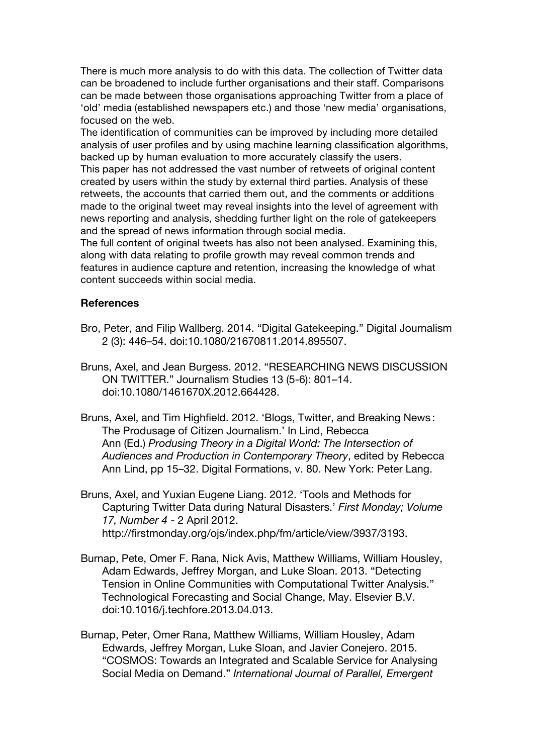There is much more analysis to do with this data. The collection of Twitter data can be broadened to include further organisations and their staff. Comparisons can be made between those organisations approaching Twitter from a place of 'old' media (established newspapers etc.) and those 'new media' organisations, focused on the web.

The identification of communities can be improved by including more detailed analysis of user profiles and by using machine learning classification algorithms, backed up by human evaluation to more accurately classify the users.

This paper has not addressed the vast number of retweets of original content created by users within the study by external third parties. Analysis of these retweets, the accounts that carried them out, and the comments or additions made to the original tweet may reveal insights into the level of agreement with news reporting and analysis, shedding further light on the role of gatekeepers and the spread of news information through social media.

The full content of original tweets has also not been analysed. Examining this, along with data relating to profile growth may reveal common trends and features in audience capture and retention, increasing the knowledge of what content succeeds within social media.

**References**

Bro, Peter, and Filip Wallberg. 2014. "Digital Gatekeeping." Digital Journalism 2 (3): 446–54. doi:10.1080/21670811.2014.895507.

Bruns, Axel, and Jean Burgess. 2012. "RESEARCHING NEWS DISCUSSION ON TWITTER." Journalism Studies 13 (5-6): 801–14. doi:10.1080/1461670X.2012.664428.

Bruns, Axel, and Tim Highfield. 2012. 'Blogs, Twitter, and Breaking News : The Produsage of Citizen Journalism.' In Lind, Rebecca Ann (Ed.) *Producing Theory in a Digital World: The Intersection of Audiences and Production in Contemporary Theory*, edited by Rebecca Ann Lind, pp 15–32. Digital Formations, v. 80. New York: Peter Lang.

Bruns, Axel, and Yuxian Eugene Liang. 2012. 'Tools and Methods for Capturing Twitter Data during Natural Disasters.' *First Monday; Volume 17, Number 4* - 2 April 2012. http://firstmonday.org/ojs/index.php/fm/article/view/3937/3193.

Burnap, Pete, Omer F. Rana, Nick Avis, Matthew Williams, William Housley, Adam Edwards, Jeffrey Morgan, and Luke Sloan. 2013. "Detecting Tension in Online Communities with Computational Twitter Analysis." Technological Forecasting and Social Change, May. Elsevier B.V. doi:10.1016/j.techfore.2013.04.013.

Burnap, Peter, Omer Rana, Matthew Williams, William Housley, Adam Edwards, Jeffrey Morgan, Luke Sloan, and Javier Conejero. 2015. "COSMOS: Towards an Integrated and Scalable Service for Analysing Social Media on Demand." *International Journal of Parallel, Emergent*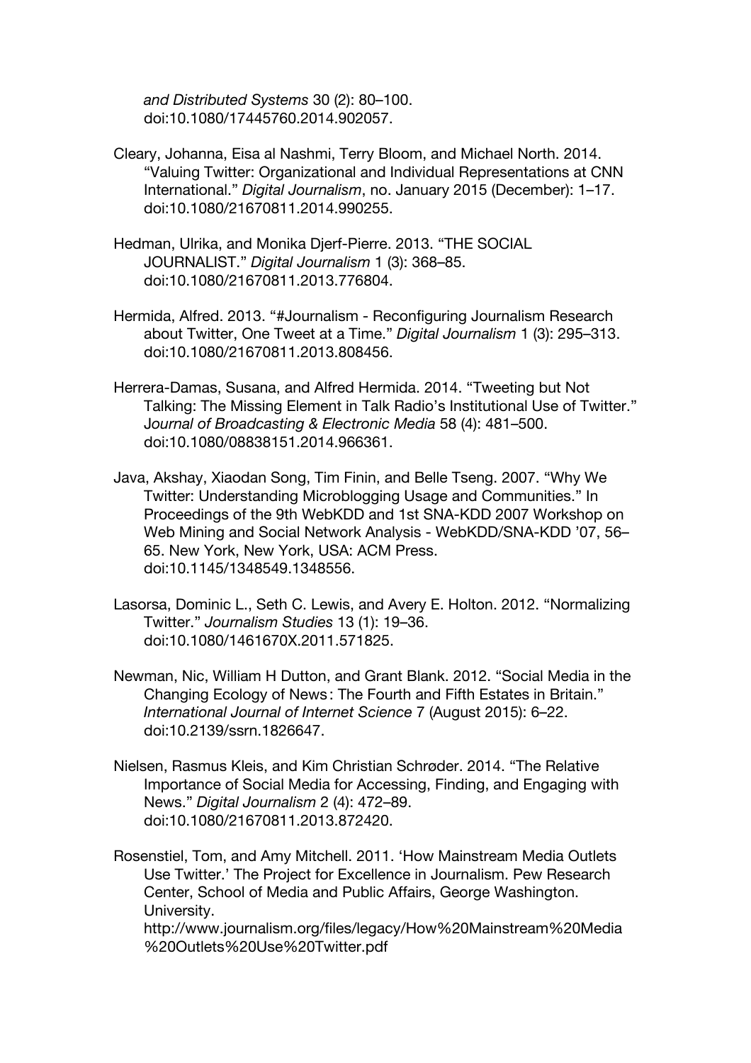*and Distributed Systems* 30 (2): 80–100. doi:10.1080/17445760.2014.902057.

Cleary, Johanna, Eisa al Nashmi, Terry Bloom, and Michael North. 2014. "Valuing Twitter: Organizational and Individual Representations at CNN International." *Digital Journalism*, no. January 2015 (December): 1–17. doi:10.1080/21670811.2014.990255.

Hedman, Ulrika, and Monika Djerf-Pierre. 2013. "THE SOCIAL JOURNALIST." *Digital Journalism* 1 (3): 368–85. doi:10.1080/21670811.2013.776804.

Hermida, Alfred. 2013. "#Journalism - Reconfiguring Journalism Research about Twitter, One Tweet at a Time." *Digital Journalism* 1 (3): 295–313. doi:10.1080/21670811.2013.808456.

Herrera-Damas, Susana, and Alfred Hermida. 2014. "Tweeting but Not Talking: The Missing Element in Talk Radio's Institutional Use of Twitter." *Journal of Broadcasting & Electronic Media* 58 (4): 481–500. doi:10.1080/08838151.2014.966361.

Java, Akshay, Xiaodan Song, Tim Finin, and Belle Tseng. 2007. "Why We Twitter: Understanding Microblogging Usage and Communities." In Proceedings of the 9th WebKDD and 1st SNA-KDD 2007 Workshop on Web Mining and Social Network Analysis - WebKDD/SNA-KDD '07, 56–65. New York, New York, USA: ACM Press. doi:10.1145/1348549.1348556.

Lasorsa, Dominic L., Seth C. Lewis, and Avery E. Holton. 2012. "Normalizing Twitter." *Journalism Studies* 13 (1): 19–36. doi:10.1080/1461670X.2011.571825.

Newman, Nic, William H Dutton, and Grant Blank. 2012. "Social Media in the Changing Ecology of News : The Fourth and Fifth Estates in Britain." *International Journal of Internet Science* 7 (August 2015): 6–22. doi:10.2139/ssrn.1826647.

Nielsen, Rasmus Kleis, and Kim Christian Schrøder. 2014. "The Relative Importance of Social Media for Accessing, Finding, and Engaging with News." *Digital Journalism* 2 (4): 472–89. doi:10.1080/21670811.2013.872420.

Rosenstiel, Tom, and Amy Mitchell. 2011. 'How Mainstream Media Outlets Use Twitter.' The Project for Excellence in Journalism. Pew Research Center, School of Media and Public Affairs, George Washington. University. http://www.journalism.org/files/legacy/How%20Mainstream%20Media%20Outlets%20Use%20Twitter.pdf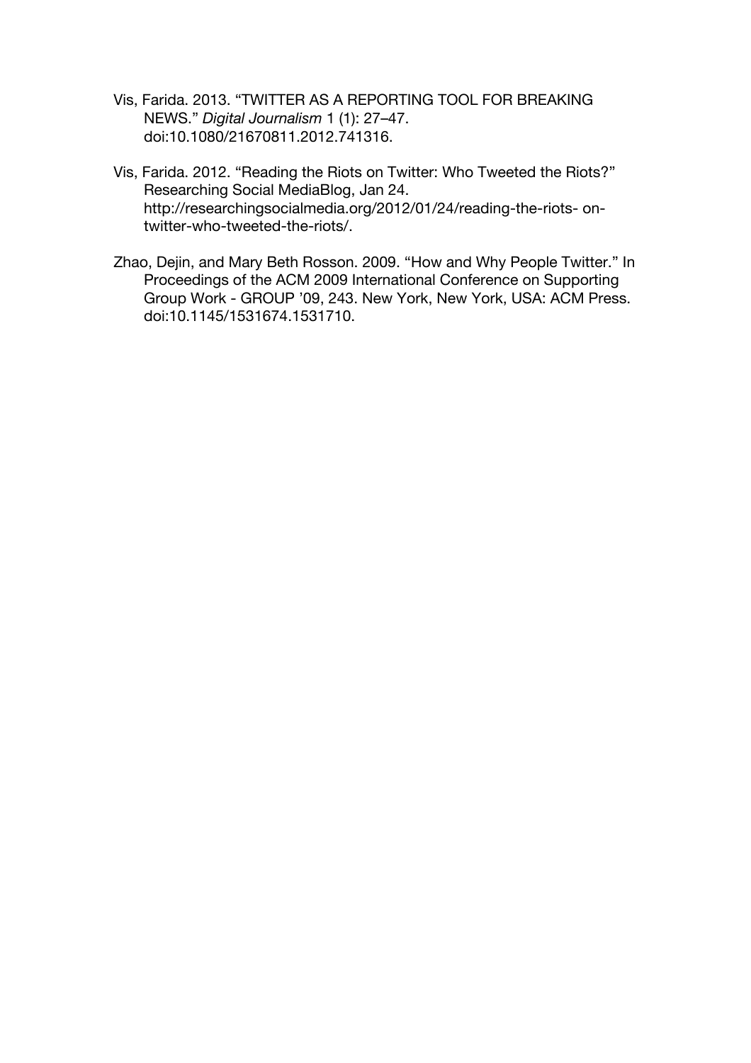Vis, Farida. 2013. “TWITTER AS A REPORTING TOOL FOR BREAKING NEWS.” *Digital Journalism* 1 (1): 27–47. doi:10.1080/21670811.2012.741316.

Vis, Farida. 2012. “Reading the Riots on Twitter: Who Tweeted the Riots?” Researching Social MediaBlog, Jan 24. http://researchingsocialmedia.org/2012/01/24/reading-the-riots- on-twitter-who-tweeted-the-riots/.

Zhao, Dejin, and Mary Beth Rosson. 2009. “How and Why People Twitter.” In Proceedings of the ACM 2009 International Conference on Supporting Group Work - GROUP ’09, 243. New York, New York, USA: ACM Press. doi:10.1145/1531674.1531710.